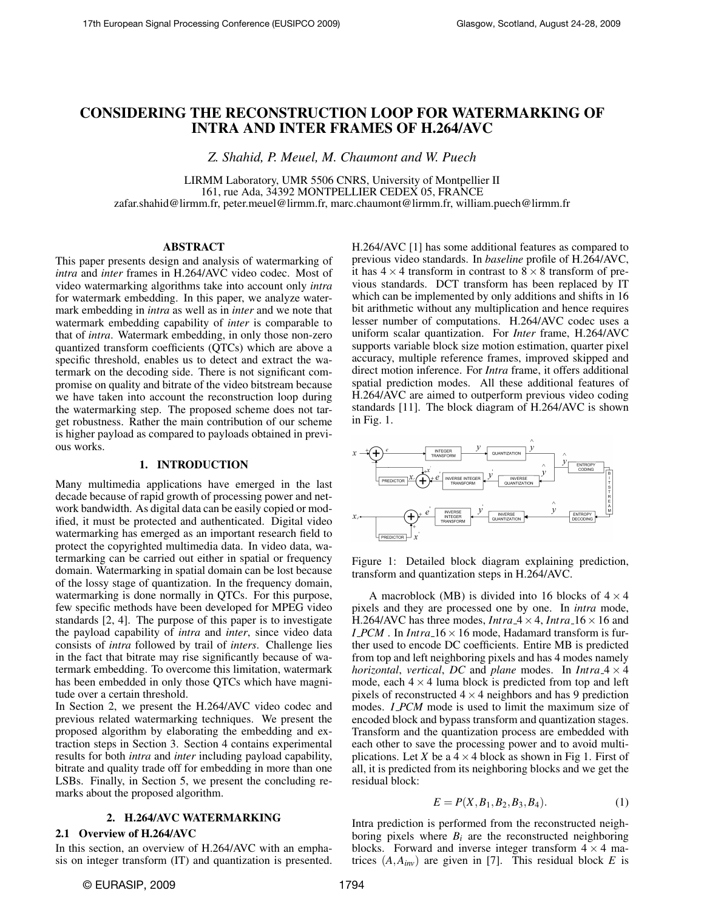# CONSIDERING THE RECONSTRUCTION LOOP FOR WATERMARKING OF INTRA AND INTER FRAMES OF H.264/AVC

*Z. Shahid, P. Meuel, M. Chaumont and W. Puech*

LIRMM Laboratory, UMR 5506 CNRS, University of Montpellier II
161, rue Ada, 34392 MONTPELLIER CEDEX 05, FRANCE
zafar.shahid@lirmm.fr, peter.meuel@lirmm.fr, marc.chaumont@lirmm.fr, william.puech@lirmm.fr

## ABSTRACT

This paper presents design and analysis of watermarking of *intra* and *inter* frames in H.264/AVC video codec. Most of video watermarking algorithms take into account only *intra* for watermark embedding. In this paper, we analyze watermark embedding in *intra* as well as in *inter* and we note that watermark embedding capability of *inter* is comparable to that of *intra*. Watermark embedding, in only those non-zero quantized transform coefficients (QTCs) which are above a specific threshold, enables us to detect and extract the watermark on the decoding side. There is not significant compromise on quality and bitrate of the video bitstream because we have taken into account the reconstruction loop during the watermarking step. The proposed scheme does not target robustness. Rather the main contribution of our scheme is higher payload as compared to payloads obtained in previous works.

## 1. INTRODUCTION

Many multimedia applications have emerged in the last decade because of rapid growth of processing power and network bandwidth. As digital data can be easily copied or modified, it must be protected and authenticated. Digital video watermarking has emerged as an important research field to protect the copyrighted multimedia data. In video data, watermarking can be carried out either in spatial or frequency domain. Watermarking in spatial domain can be lost because of the lossy stage of quantization. In the frequency domain, watermarking is done normally in QTCs. For this purpose, few specific methods have been developed for MPEG video standards [2, 4]. The purpose of this paper is to investigate the payload capability of *intra* and *inter*, since video data consists of *intra* followed by trail of *inters*. Challenge lies in the fact that bitrate may rise significantly because of watermark embedding. To overcome this limitation, watermark has been embedded in only those QTCs which have magnitude over a certain threshold.

In Section 2, we present the H.264/AVC video codec and previous related watermarking techniques. We present the proposed algorithm by elaborating the embedding and extraction steps in Section 3. Section 4 contains experimental results for both *intra* and *inter* including payload capability, bitrate and quality trade off for embedding in more than one LSBs. Finally, in Section 5, we present the concluding remarks about the proposed algorithm.

## 2. H.264/AVC WATERMARKING

### 2.1 Overview of H.264/AVC

In this section, an overview of H.264/AVC with an emphasis on integer transform (IT) and quantization is presented. H.264/AVC [1] has some additional features as compared to previous video standards. In *baseline* profile of H.264/AVC, it has $4 \times 4$ transform in contrast to $8 \times 8$ transform of previous standards. DCT transform has been replaced by IT which can be implemented by only additions and shifts in 16 bit arithmetic without any multiplication and hence requires lesser number of computations. H.264/AVC codec uses a uniform scalar quantization. For *Inter* frame, H.264/AVC supports variable block size motion estimation, quarter pixel accuracy, multiple reference frames, improved skipped and direct motion inference. For *Intra* frame, it offers additional spatial prediction modes. All these additional features of H.264/AVC are aimed to outperform previous video coding standards [11]. The block diagram of H.264/AVC is shown in Fig. 1.

Figure 1: Detailed block diagram explaining prediction, transform and quantization steps in H.264/AVC.

A macroblock (MB) is divided into 16 blocks of $4 \times 4$ pixels and they are processed one by one. In *intra* mode, H.264/AVC has three modes, *Intra_4×4*, *Intra_16×16* and *I_PCM*. In *Intra_16×16* mode, Hadamard transform is further used to encode DC coefficients. Entire MB is predicted from top and left neighboring pixels and has 4 modes namely *horizontal*, *vertical*, *DC* and *plane* modes. In *Intra_4×4* mode, each $4 \times 4$ luma block is predicted from top and left pixels of reconstructed $4 \times 4$ neighbors and has 9 prediction modes. *I_PCM* mode is used to limit the maximum size of encoded block and bypass transform and quantization stages. Transform and the quantization process are embedded with each other to save the processing power and to avoid multiplications. Let $X$ be a $4 \times 4$ block as shown in Fig 1. First of all, it is predicted from its neighboring blocks and we get the residual block:

$$E = P(X, B_1, B_2, B_3, B_4). \tag{1}$$

Intra prediction is performed from the reconstructed neighboring pixels where $B_i$ are the reconstructed neighboring blocks. Forward and inverse integer transform $4 \times 4$ matrices $(A, A_{inv})$ are given in [7]. This residual block $E$ is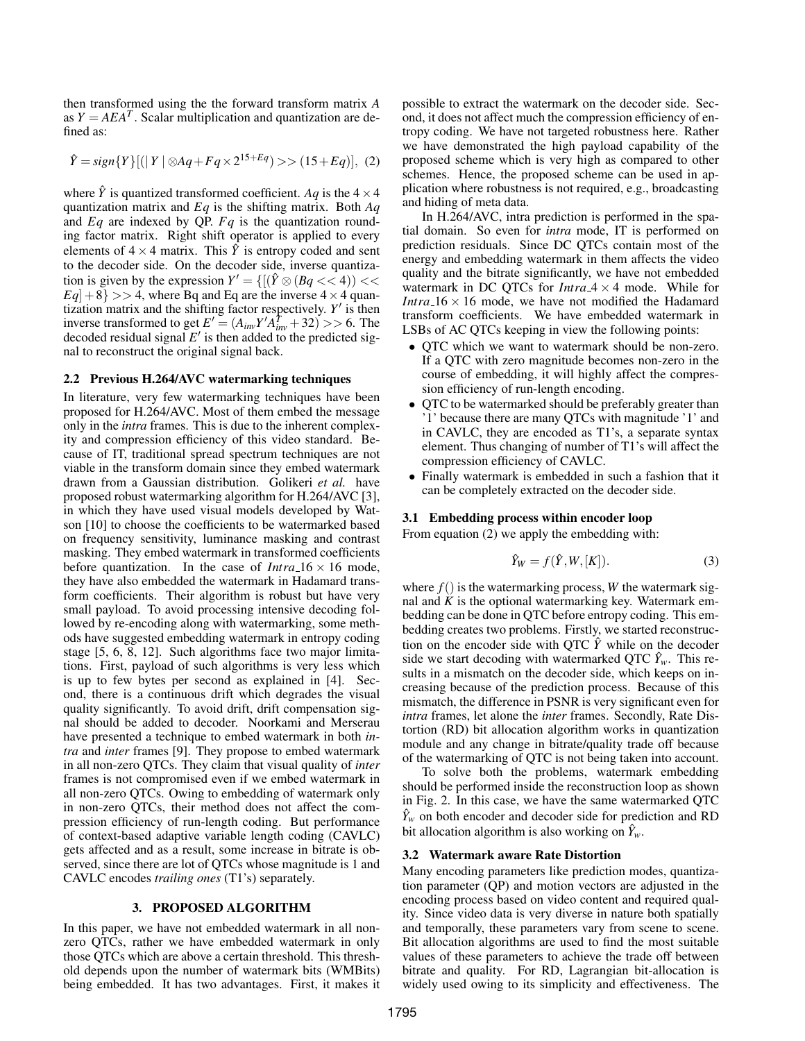then transformed using the the forward transform matrix $A$ as $Y = AEA^T$. Scalar multiplication and quantization are defined as:

$$\hat{Y} = sign\{Y\}[(|Y| \otimes Aq + Fq \times 2^{15+Eq}) >> (15+Eq)], \quad (2)$$

where $\hat{Y}$ is quantized transformed coefficient. $Aq$ is the $4 \times 4$ quantization matrix and $Eq$ is the shifting matrix. Both $Aq$ and $Eq$ are indexed by QP. $Fq$ is the quantization rounding factor matrix. Right shift operator is applied to every elements of $4 \times 4$ matrix. This $\hat{Y}$ is entropy coded and sent to the decoder side. On the decoder side, inverse quantization is given by the expression $Y' = \{[(\hat{Y} \otimes (Bq << 4)) << Eq] + 8\} >> 4$, where Bq and Eq are the inverse $4 \times 4$ quantization matrix and the shifting factor respectively. $Y'$ is then inverse transformed to get $E' = (A_{inv} Y' A_{inv}^T + 32) >> 6$. The decoded residual signal $E'$ is then added to the predicted signal to reconstruct the original signal back.

### 2.2 Previous H.264/AVC watermarking techniques

In literature, very few watermarking techniques have been proposed for H.264/AVC. Most of them embed the message only in the *intra* frames. This is due to the inherent complexity and compression efficiency of this video standard. Because of IT, traditional spread spectrum techniques are not viable in the transform domain since they embed watermark drawn from a Gaussian distribution. Golikeri *et al.* have proposed robust watermarking algorithm for H.264/AVC [3], in which they have used visual models developed by Watson [10] to choose the coefficients to be watermarked based on frequency sensitivity, luminance masking and contrast masking. They embed watermark in transformed coefficients before quantization. In the case of *Intra*\_$16 \times 16$ mode, they have also embedded the watermark in Hadamard transform coefficients. Their algorithm is robust but have very small payload. To avoid processing intensive decoding followed by re-encoding along with watermarking, some methods have suggested embedding watermark in entropy coding stage [5, 6, 8, 12]. Such algorithms face two major limitations. First, payload of such algorithms is very less which is up to few bytes per second as explained in [4]. Second, there is a continuous drift which degrades the visual quality significantly. To avoid drift, drift compensation signal should be added to decoder. Noorkami and Merserau have presented a technique to embed watermark in both *intra* and *inter* frames [9]. They propose to embed watermark in all non-zero QTCs. They claim that visual quality of *inter* frames is not compromised even if we embed watermark in all non-zero QTCs. Owing to embedding of watermark only in non-zero QTCs, their method does not affect the compression efficiency of run-length coding. But performance of context-based adaptive variable length coding (CAVLC) gets affected and as a result, some increase in bitrate is observed, since there are lot of QTCs whose magnitude is 1 and CAVLC encodes *trailing ones* (T1's) separately.

## 3. PROPOSED ALGORITHM

In this paper, we have not embedded watermark in all non-zero QTCs, rather we have embedded watermark in only those QTCs which are above a certain threshold. This threshold depends upon the number of watermark bits (WMBits) being embedded. It has two advantages. First, it makes it possible to extract the watermark on the decoder side. Second, it does not affect much the compression efficiency of entropy coding. We have not targeted robustness here. Rather we have demonstrated the high payload capability of the proposed scheme which is very high as compared to other schemes. Hence, the proposed scheme can be used in application where robustness is not required, e.g., broadcasting and hiding of meta data.

In H.264/AVC, intra prediction is performed in the spatial domain. So even for *intra* mode, IT is performed on prediction residuals. Since DC QTCs contain most of the energy and embedding watermark in them affects the video quality and the bitrate significantly, we have not embedded watermark in DC QTCs for *Intra*\_$4 \times 4$ mode. While for *Intra*\_$16 \times 16$ mode, we have not modified the Hadamard transform coefficients. We have embedded watermark in LSBs of AC QTCs keeping in view the following points:

- QTC which we want to watermark should be non-zero. If a QTC with zero magnitude becomes non-zero in the course of embedding, it will highly affect the compression efficiency of run-length encoding.
- QTC to be watermarked should be preferably greater than '1' because there are many QTCs with magnitude '1' and in CAVLC, they are encoded as T1's, a separate syntax element. Thus changing of number of T1's will affect the compression efficiency of CAVLC.
- Finally watermark is embedded in such a fashion that it can be completely extracted on the decoder side.

### 3.1 Embedding process within encoder loop

From equation (2) we apply the embedding with:

$$\hat{Y}_W = f(\hat{Y}, W, [K]). \quad (3)$$

where $f()$ is the watermarking process, $W$ the watermark signal and $K$ is the optional watermarking key. Watermark embedding can be done in QTC before entropy coding. This embedding creates two problems. Firstly, we started reconstruction on the encoder side with QTC $\hat{Y}$ while on the decoder side we start decoding with watermarked QTC $\hat{Y}_w$. This results in a mismatch on the decoder side, which keeps on increasing because of the prediction process. Because of this mismatch, the difference in PSNR is very significant even for *intra* frames, let alone the *inter* frames. Secondly, Rate Distortion (RD) bit allocation algorithm works in quantization module and any change in bitrate/quality trade off because of the watermarking of QTC is not being taken into account.

To solve both the problems, watermark embedding should be performed inside the reconstruction loop as shown in Fig. 2. In this case, we have the same watermarked QTC $\hat{Y}_w$ on both encoder and decoder side for prediction and RD bit allocation algorithm is also working on $\hat{Y}_w$.

### 3.2 Watermark aware Rate Distortion

Many encoding parameters like prediction modes, quantization parameter (QP) and motion vectors are adjusted in the encoding process based on video content and required quality. Since video data is very diverse in nature both spatially and temporally, these parameters vary from scene to scene. Bit allocation algorithms are used to find the most suitable values of these parameters to achieve the trade off between bitrate and quality. For RD, Lagrangian bit-allocation is widely used owing to its simplicity and effectiveness. The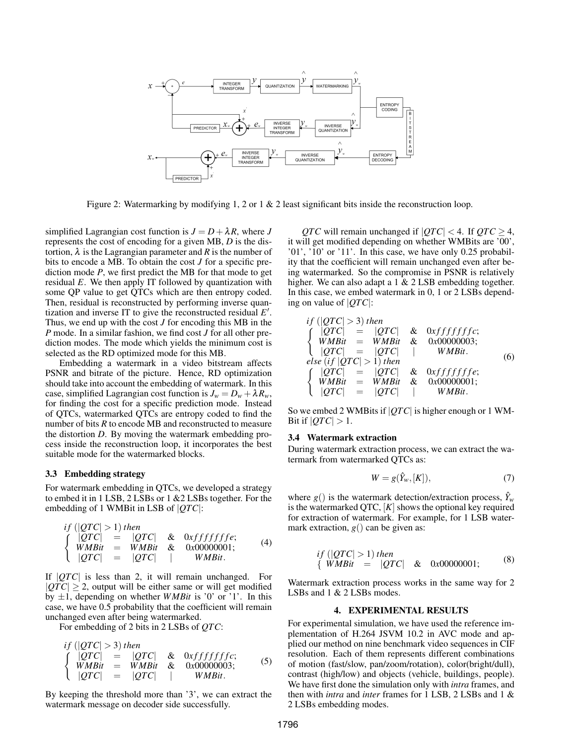Figure 2: Watermarking by modifying 1, 2 or 1 & 2 least significant bits inside the reconstruction loop.

simplified Lagrangian cost function is $J = D + \lambda R$, where $J$ represents the cost of encoding for a given MB, $D$ is the distortion, $\lambda$ is the Lagrangian parameter and $R$ is the number of bits to encode a MB. To obtain the cost $J$ for a specific prediction mode $P$, we first predict the MB for that mode to get residual $E$. We then apply IT followed by quantization with some QP value to get QTCs which are then entropy coded. Then, residual is reconstructed by performing inverse quantization and inverse IT to give the reconstructed residual $E'$. Thus, we end up with the cost $J$ for encoding this MB in the $P$ mode. In a similar fashion, we find cost $J$ for all other prediction modes. The mode which yields the minimum cost is selected as the RD optimized mode for this MB.

Embedding a watermark in a video bitstream affects PSNR and bitrate of the picture. Hence, RD optimization should take into account the embedding of watermark. In this case, simplified Lagrangian cost function is $J_w = D_w + \lambda R_w$, for finding the cost for a specific prediction mode. Instead of QTCs, watermarked QTCs are entropy coded to find the number of bits $R$ to encode MB and reconstructed to measure the distortion $D$. By moving the watermark embedding process inside the reconstruction loop, it incorporates the best suitable mode for the watermarked blocks.

### 3.3 Embedding strategy

For watermark embedding in QTCs, we developed a strategy to embed it in 1 LSB, 2 LSBs or 1 &2 LSBs together. For the embedding of 1 WMBit in LSB of $|QTC|$:

$$
\begin{array}{l}
if\ (|QTC| > 1)\ then \\
\left\{ \begin{array}{lcl} |QTC| &=& |QTC| \quad \& \quad 0xfffffffe; \\ WMBit &=& WMBit \quad \& \quad 0x00000001; \\ |QTC| &=& |QTC| \quad | \quad WMBit. \end{array} \right.
\end{array} \tag{4}
$$

If $|QTC|$ is less than 2, it will remain unchanged. For $|QTC| \geq 2$, output will be either same or will get modified by $\pm 1$, depending on whether $WMBit$ is '0' or '1'. In this case, we have 0.5 probability that the coefficient will remain unchanged even after being watermarked.

For embedding of 2 bits in 2 LSBs of $QTC$:

$$
\begin{array}{l}
if\ (|QTC| > 3)\ then \\
\left\{ \begin{array}{lcl} |QTC| &=& |QTC| \quad \& \quad 0xfffffffc; \\ WMBit &=& WMBit \quad \& \quad 0x00000003; \\ |QTC| &=& |QTC| \quad | \quad WMBit. \end{array} \right.
\end{array} \tag{5}
$$

By keeping the threshold more than '3', we can extract the watermark message on decoder side successfully.

$QTC$ will remain unchanged if $|QTC| < 4$. If $QTC \geq 4$, it will get modified depending on whether WMBits are '00', '01', '10' or '11'. In this case, we have only 0.25 probability that the coefficient will remain unchanged even after being watermarked. So the compromise in PSNR is relatively higher. We can also adapt a 1 & 2 LSB embedding together. In this case, we embed watermark in 0, 1 or 2 LSBs depending on value of $|QTC|$:

$$
\begin{array}{l}
if\ (|QTC| > 3)\ then \\
\left\{ \begin{array}{lcl} |QTC| &=& |QTC| \quad \& \quad 0xfffffffc; \\ WMBit &=& WMBit \quad \& \quad 0x00000003; \\ |QTC| &=& |QTC| \quad | \quad WMBit. \end{array} \right. \\
else\ (if\ |QTC| > 1)\ then \\
\left\{ \begin{array}{lcl} |QTC| &=& |QTC| \quad \& \quad 0xfffffffe; \\ WMBit &=& WMBit \quad \& \quad 0x00000001; \\ |QTC| &=& |QTC| \quad | \quad WMBit. \end{array} \right.
\end{array} \tag{6}
$$

So we embed 2 WMBits if $|QTC|$ is higher enough or 1 WMBit if $|QTC| > 1$.

### 3.4 Watermark extraction

During watermark extraction process, we can extract the watermark from watermarked QTCs as:

$$
W = g(\hat{Y}_w, [K]), \tag{7}
$$

where $g()$ is the watermark detection/extraction process, $\hat{Y}_w$ is the watermarked QTC, $[K]$ shows the optional key required for extraction of watermark. For example, for 1 LSB watermark extraction, $g()$ can be given as:

$$
\begin{array}{l}
if\ (|QTC| > 1)\ then \\
\{\ WMBit \ = \ |QTC| \quad \& \quad 0x00000001;
\end{array} \tag{8}
$$

Watermark extraction process works in the same way for 2 LSBs and 1 & 2 LSBs modes.

## 4. EXPERIMENTAL RESULTS

For experimental simulation, we have used the reference implementation of H.264 JSVM 10.2 in AVC mode and applied our method on nine benchmark video sequences in CIF resolution. Each of them represents different combinations of motion (fast/slow, pan/zoom/rotation), color(bright/dull), contrast (high/low) and objects (vehicle, buildings, people). We have first done the simulation only with *intra* frames, and then with *intra* and *inter* frames for 1 LSB, 2 LSBs and 1 & 2 LSBs embedding modes.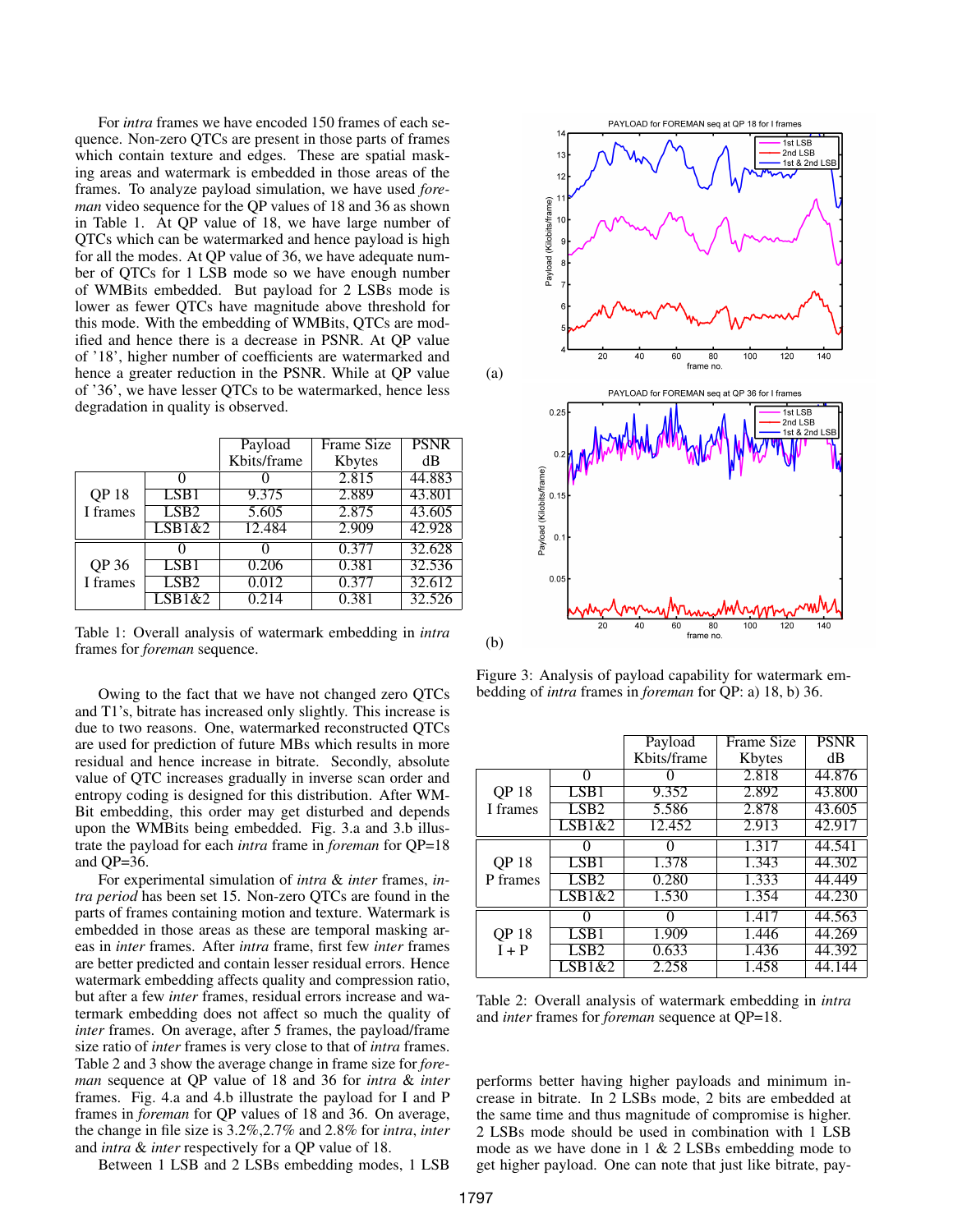For *intra* frames we have encoded 150 frames of each sequence. Non-zero QTCs are present in those parts of frames which contain texture and edges. These are spatial masking areas and watermark is embedded in those areas of the frames. To analyze payload simulation, we have used *foreman* video sequence for the QP values of 18 and 36 as shown in Table 1. At QP value of 18, we have large number of QTCs which can be watermarked and hence payload is high for all the modes. At QP value of 36, we have adequate number of QTCs for 1 LSB mode so we have enough number of WMBits embedded. But payload for 2 LSBs mode is lower as fewer QTCs have magnitude above threshold for this mode. With the embedding of WMBits, QTCs are modified and hence there is a decrease in PSNR. At QP value of '18', higher number of coefficients are watermarked and hence a greater reduction in the PSNR. While at QP value of '36', we have lesser QTCs to be watermarked, hence less degradation in quality is observed.

| | | Payload Kbits/frame | Frame Size Kbytes | PSNR dB |
|---|---|---|---|---|
| QP 18 I frames | 0 | 0 | 2.815 | 44.883 |
| | LSB1 | 9.375 | 2.889 | 43.801 |
| | LSB2 | 5.605 | 2.875 | 43.605 |
| | LSB1&2 | 12.484 | 2.909 | 42.928 |
| QP 36 I frames | 0 | 0 | 0.377 | 32.628 |
| | LSB1 | 0.206 | 0.381 | 32.536 |
| | LSB2 | 0.012 | 0.377 | 32.612 |
| | LSB1&2 | 0.214 | 0.381 | 32.526 |

Table 1: Overall analysis of watermark embedding in *intra* frames for *foreman* sequence.

Owing to the fact that we have not changed zero QTCs and T1's, bitrate has increased only slightly. This increase is due to two reasons. One, watermarked reconstructed QTCs are used for prediction of future MBs which results in more residual and hence increase in bitrate. Secondly, absolute value of QTC increases gradually in inverse scan order and entropy coding is designed for this distribution. After WMBit embedding, this order may get disturbed and depends upon the WMBits being embedded. Fig. 3.a and 3.b illustrate the payload for each *intra* frame in *foreman* for QP=18 and QP=36.

For experimental simulation of *intra* & *inter* frames, *intra period* has been set 15. Non-zero QTCs are found in the parts of frames containing motion and texture. Watermark is embedded in those areas as these are temporal masking areas in *inter* frames. After *intra* frame, first few *inter* frames are better predicted and contain lesser residual errors. Hence watermark embedding affects quality and compression ratio, but after a few *inter* frames, residual errors increase and watermark embedding does not affect so much the quality of *inter* frames. On average, after 5 frames, the payload/frame size ratio of *inter* frames is very close to that of *intra* frames. Table 2 and 3 show the average change in frame size for *foreman* sequence at QP value of 18 and 36 for *intra* & *inter* frames. Fig. 4.a and 4.b illustrate the payload for I and P frames in *foreman* for QP values of 18 and 36. On average, the change in file size is 3.2%,2.7% and 2.8% for *intra*, *inter* and *intra* & *inter* respectively for a QP value of 18.

Between 1 LSB and 2 LSBs embedding modes, 1 LSB performs better having higher payloads and minimum increase in bitrate. In 2 LSBs mode, 2 bits are embedded at the same time and thus magnitude of compromise is higher. 2 LSBs mode should be used in combination with 1 LSB mode as we have done in 1 & 2 LSBs embedding mode to get higher payload. One can note that just like bitrate, pay-

(a)

(b)

Figure 3: Analysis of payload capability for watermark embedding of *intra* frames in *foreman* for QP: a) 18, b) 36.

| | | Payload Kbits/frame | Frame Size Kbytes | PSNR dB |
|---|---|---|---|---|
| QP 18 I frames | 0 | 0 | 2.818 | 44.876 |
| | LSB1 | 9.352 | 2.892 | 43.800 |
| | LSB2 | 5.586 | 2.878 | 43.605 |
| | LSB1&2 | 12.452 | 2.913 | 42.917 |
| QP 18 P frames | 0 | 0 | 1.317 | 44.541 |
| | LSB1 | 1.378 | 1.343 | 44.302 |
| | LSB2 | 0.280 | 1.333 | 44.449 |
| | LSB1&2 | 1.530 | 1.354 | 44.230 |
| QP 18 I + P | 0 | 0 | 1.417 | 44.563 |
| | LSB1 | 1.909 | 1.446 | 44.269 |
| | LSB2 | 0.633 | 1.436 | 44.392 |
| | LSB1&2 | 2.258 | 1.458 | 44.144 |

Table 2: Overall analysis of watermark embedding in *intra* and *inter* frames for *foreman* sequence at QP=18.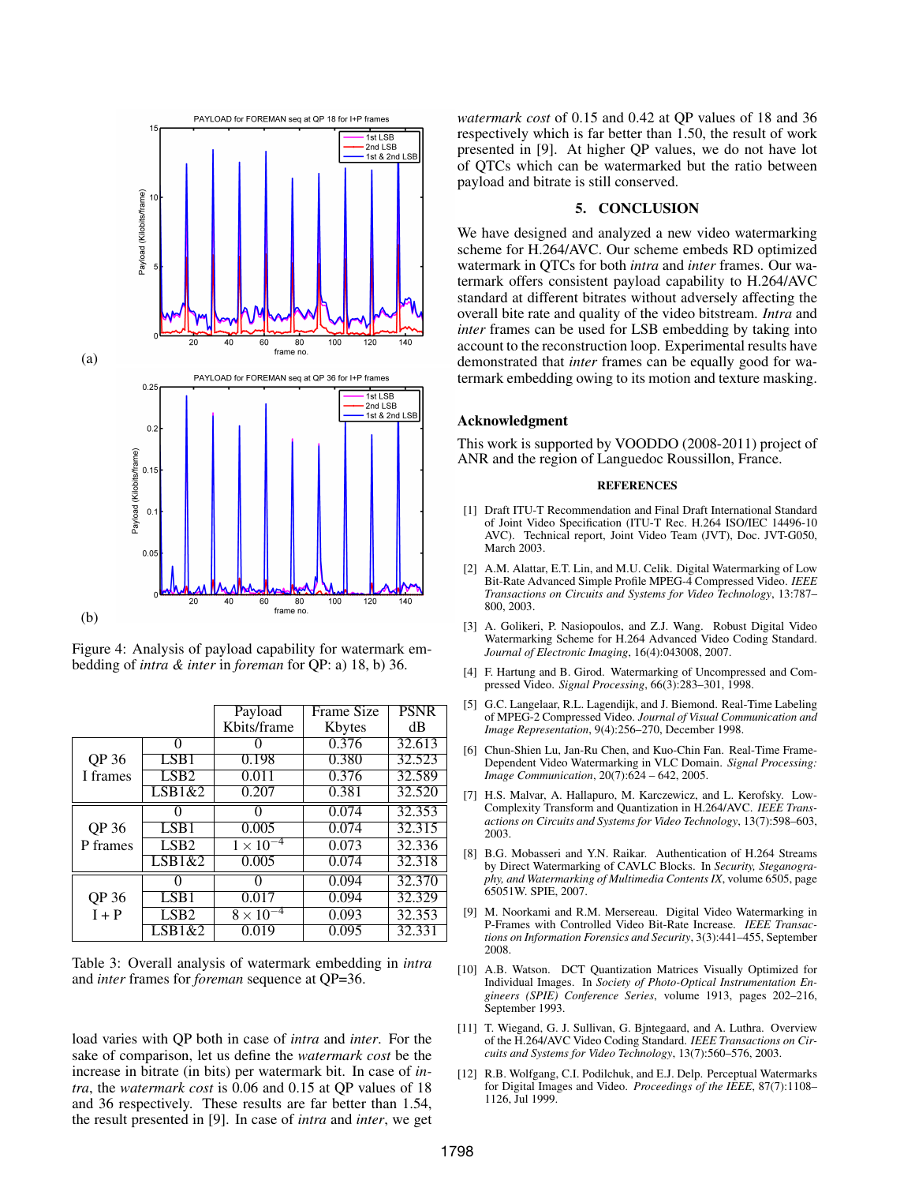PAYLOAD for FOREMAN seq at QP 18 for I+P frames

1st LSB
2nd LSB
1st & 2nd LSB

Payload (Kilobits/frame)

15
10
5
0

20 40 60 80 100 120 140

frame no.

(a)

PAYLOAD for FOREMAN seq at QP 36 for I+P frames

1st LSB
2nd LSB
1st & 2nd LSB

Payload (Kilobits/frame)

0.25
0.2
0.15
0.1
0.05
0

20 40 60 80 100 120 140

frame no.

(b)

Figure 4: Analysis of payload capability for watermark embedding of *intra & inter* in *foreman* for QP: a) 18, b) 36.

| | | Payload Kbits/frame | Frame Size Kbytes | PSNR dB |
|---|---|---|---|---|
| QP 36 I frames | 0 | 0 | 0.376 | 32.613 |
| | LSB1 | 0.198 | 0.380 | 32.523 |
| | LSB2 | 0.011 | 0.376 | 32.589 |
| | LSB1&2 | 0.207 | 0.381 | 32.520 |
| QP 36 P frames | 0 | 0 | 0.074 | 32.353 |
| | LSB1 | 0.005 | 0.074 | 32.315 |
| | LSB2 | $1 \times 10^{-4}$ | 0.073 | 32.336 |
| | LSB1&2 | 0.005 | 0.074 | 32.318 |
| QP 36 I + P | 0 | 0 | 0.094 | 32.370 |
| | LSB1 | 0.017 | 0.094 | 32.329 |
| | LSB2 | $8 \times 10^{-4}$ | 0.093 | 32.353 |
| | LSB1&2 | 0.019 | 0.095 | 32.331 |

Table 3: Overall analysis of watermark embedding in *intra* and *inter* frames for *foreman* sequence at QP=36.

load varies with QP both in case of *intra* and *inter*. For the sake of comparison, let us define the *watermark cost* be the increase in bitrate (in bits) per watermark bit. In case of *intra*, the *watermark cost* is 0.06 and 0.15 at QP values of 18 and 36 respectively. These results are far better than 1.54, the result presented in [9]. In case of *intra* and *inter*, we get *watermark cost* of 0.15 and 0.42 at QP values of 18 and 36 respectively which is far better than 1.50, the result of work presented in [9]. At higher QP values, we do not have lot of QTCs which can be watermarked but the ratio between payload and bitrate is still conserved.

## 5. CONCLUSION

We have designed and analyzed a new video watermarking scheme for H.264/AVC. Our scheme embeds RD optimized watermark in QTCs for both *intra* and *inter* frames. Our watermark offers consistent payload capability to H.264/AVC standard at different bitrates without adversely affecting the overall bite rate and quality of the video bitstream. *Intra* and *inter* frames can be used for LSB embedding by taking into account to the reconstruction loop. Experimental results have demonstrated that *inter* frames can be equally good for watermark embedding owing to its motion and texture masking.

### Acknowledgment

This work is supported by VOODDO (2008-2011) project of ANR and the region of Languedoc Roussillon, France.

## REFERENCES

[1] Draft ITU-T Recommendation and Final Draft International Standard of Joint Video Specification (ITU-T Rec. H.264 ISO/IEC 14496-10 AVC). Technical report, Joint Video Team (JVT), Doc. JVT-G050, March 2003.

[2] A.M. Alattar, E.T. Lin, and M.U. Celik. Digital Watermarking of Low Bit-Rate Advanced Simple Profile MPEG-4 Compressed Video. *IEEE Transactions on Circuits and Systems for Video Technology*, 13:787–800, 2003.

[3] A. Golikeri, P. Nasiopoulos, and Z.J. Wang. Robust Digital Video Watermarking Scheme for H.264 Advanced Video Coding Standard. *Journal of Electronic Imaging*, 16(4):043008, 2007.

[4] F. Hartung and B. Girod. Watermarking of Uncompressed and Compressed Video. *Signal Processing*, 66(3):283–301, 1998.

[5] G.C. Langelaar, R.L. Lagendijk, and J. Biemond. Real-Time Labeling of MPEG-2 Compressed Video. *Journal of Visual Communication and Image Representation*, 9(4):256–270, December 1998.

[6] Chun-Shien Lu, Jan-Ru Chen, and Kuo-Chin Fan. Real-Time Frame-Dependent Video Watermarking in VLC Domain. *Signal Processing: Image Communication*, 20(7):624 – 642, 2005.

[7] H.S. Malvar, A. Hallapuro, M. Karczewicz, and L. Kerofsky. Low-Complexity Transform and Quantization in H.264/AVC. *IEEE Transactions on Circuits and Systems for Video Technology*, 13(7):598–603, 2003.

[8] B.G. Mobasseri and Y.N. Raikar. Authentication of H.264 Streams by Direct Watermarking of CAVLC Blocks. In *Security, Steganography, and Watermarking of Multimedia Contents IX*, volume 6505, page 65051W. SPIE, 2007.

[9] M. Noorkami and R.M. Mersereau. Digital Video Watermarking in P-Frames with Controlled Video Bit-Rate Increase. *IEEE Transactions on Information Forensics and Security*, 3(3):441–455, September 2008.

[10] A.B. Watson. DCT Quantization Matrices Visually Optimized for Individual Images. In *Society of Photo-Optical Instrumentation Engineers (SPIE) Conference Series*, volume 1913, pages 202–216, September 1993.

[11] T. Wiegand, G. J. Sullivan, G. Bjntegaard, and A. Luthra. Overview of the H.264/AVC Video Coding Standard. *IEEE Transactions on Circuits and Systems for Video Technology*, 13(7):560–576, 2003.

[12] R.B. Wolfgang, C.I. Podilchuk, and E.J. Delp. Perceptual Watermarks for Digital Images and Video. *Proceedings of the IEEE*, 87(7):1108–1126, Jul 1999.